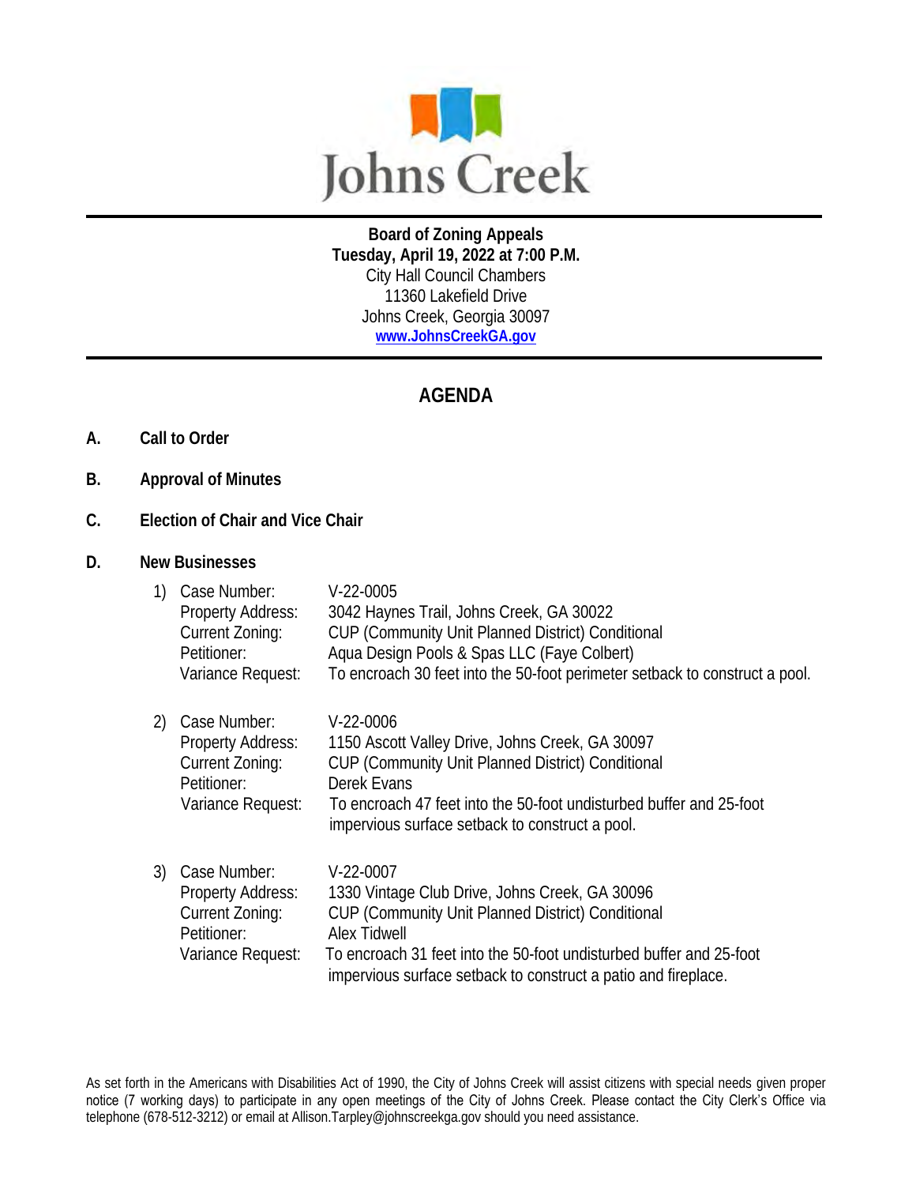# Johns Creek

**Board of Zoning Appeals**
**Tuesday, April 19, 2022 at 7:00 P.M.**
City Hall Council Chambers
11360 Lakefield Drive
Johns Creek, Georgia 30097
**www.JohnsCreekGA.gov**

## AGENDA

**A. Call to Order**

**B. Approval of Minutes**

**C. Election of Chair and Vice Chair**

**D. New Businesses**

1) Case Number: V-22-0005
   Property Address: 3042 Haynes Trail, Johns Creek, GA 30022
   Current Zoning: CUP (Community Unit Planned District) Conditional
   Petitioner: Aqua Design Pools & Spas LLC (Faye Colbert)
   Variance Request: To encroach 30 feet into the 50-foot perimeter setback to construct a pool.

2) Case Number: V-22-0006
   Property Address: 1150 Ascott Valley Drive, Johns Creek, GA 30097
   Current Zoning: CUP (Community Unit Planned District) Conditional
   Petitioner: Derek Evans
   Variance Request: To encroach 47 feet into the 50-foot undisturbed buffer and 25-foot impervious surface setback to construct a pool.

3) Case Number: V-22-0007
   Property Address: 1330 Vintage Club Drive, Johns Creek, GA 30096
   Current Zoning: CUP (Community Unit Planned District) Conditional
   Petitioner: Alex Tidwell
   Variance Request: To encroach 31 feet into the 50-foot undisturbed buffer and 25-foot impervious surface setback to construct a patio and fireplace.

As set forth in the Americans with Disabilities Act of 1990, the City of Johns Creek will assist citizens with special needs given proper notice (7 working days) to participate in any open meetings of the City of Johns Creek. Please contact the City Clerk's Office via telephone (678-512-3212) or email at Allison.Tarpley@johnscreekga.gov should you need assistance.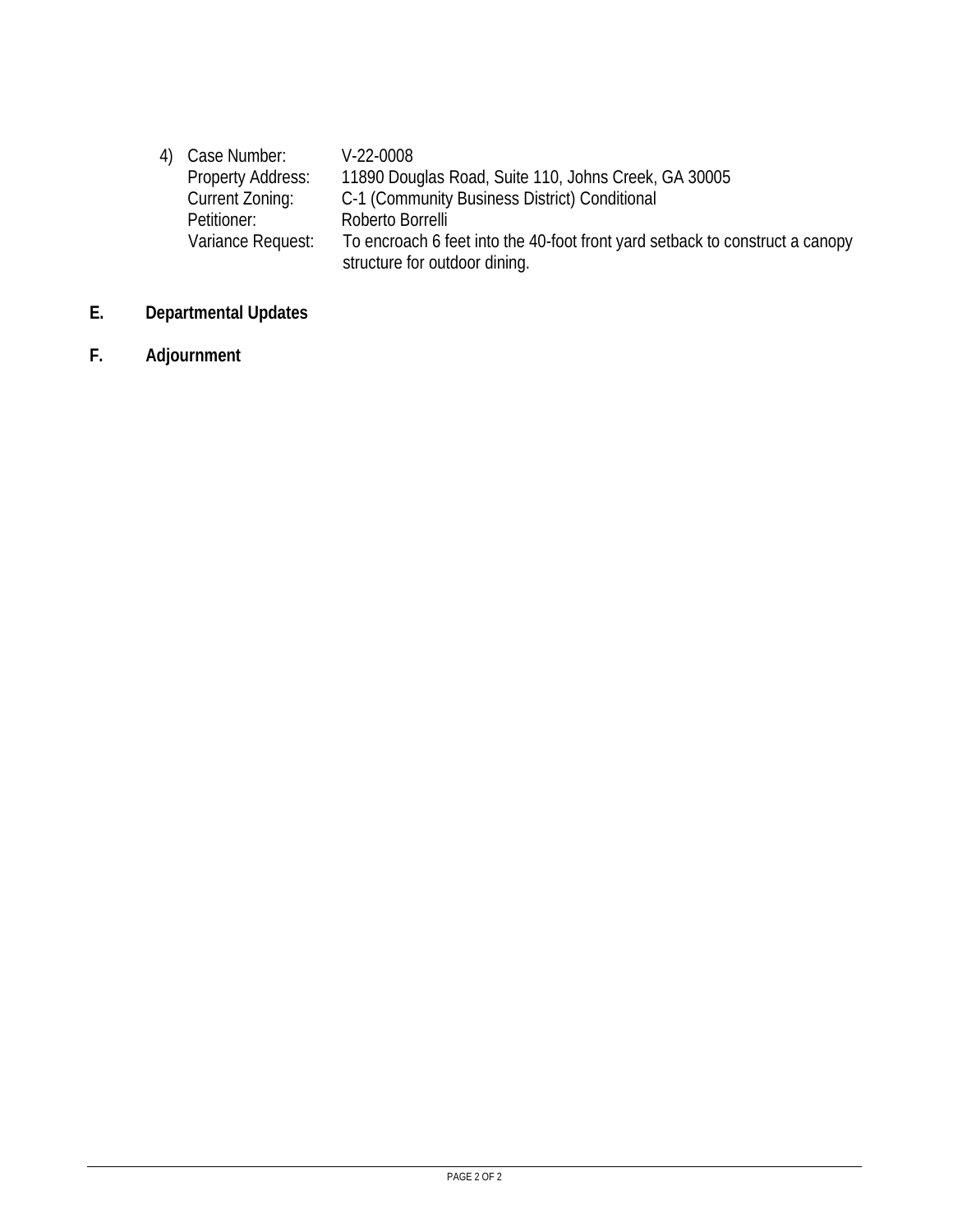4) Case Number: V-22-0008
   Property Address: 11890 Douglas Road, Suite 110, Johns Creek, GA 30005
   Current Zoning: C-1 (Community Business District) Conditional
   Petitioner: Roberto Borrelli
   Variance Request: To encroach 6 feet into the 40-foot front yard setback to construct a canopy structure for outdoor dining.

**E. Departmental Updates**

**F. Adjournment**